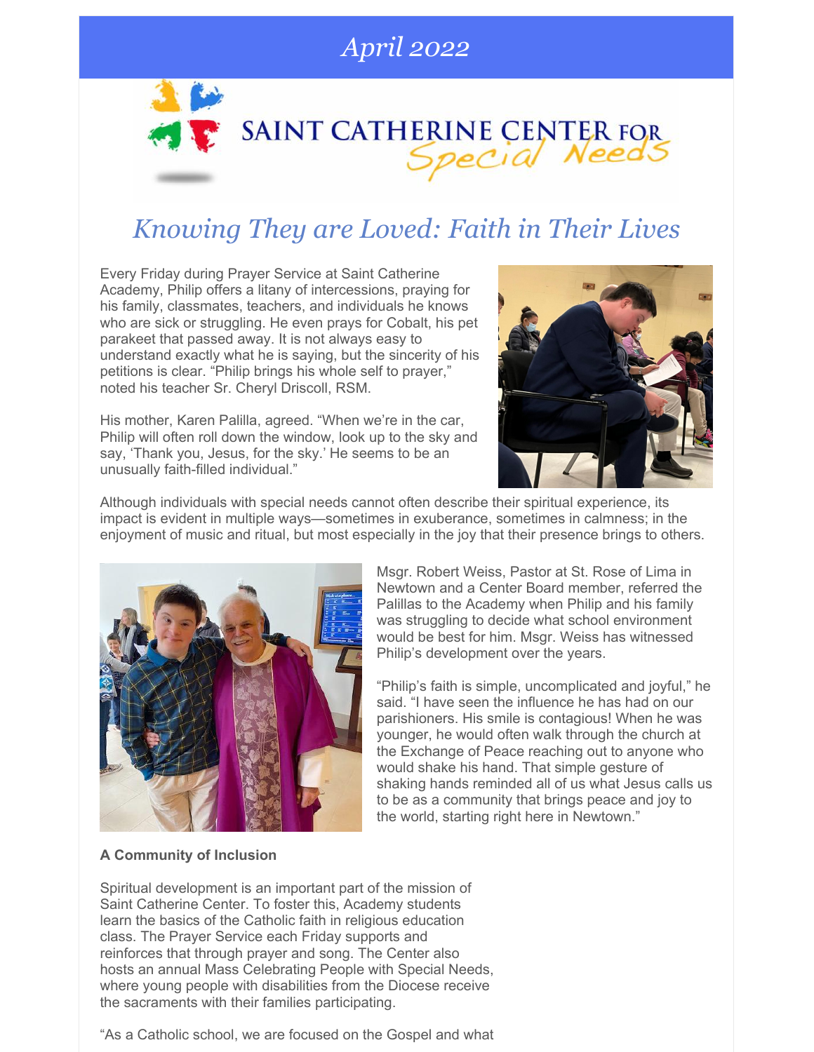April 2022

SAINT CATHERINE CENTER FOR *Special Needs*

# *Knowing They are Loved: Faith in Their Lives*

Every Friday during Prayer Service at Saint Catherine Academy, Philip offers a litany of intercessions, praying for his family, classmates, teachers, and individuals he knows who are sick or struggling. He even prays for Cobalt, his pet parakeet that passed away. It is not always easy to understand exactly what he is saying, but the sincerity of his petitions is clear. "Philip brings his whole self to prayer," noted his teacher Sr. Cheryl Driscoll, RSM.

His mother, Karen Palilla, agreed. "When we're in the car, Philip will often roll down the window, look up to the sky and say, 'Thank you, Jesus, for the sky.' He seems to be an unusually faith-filled individual."

Although individuals with special needs cannot often describe their spiritual experience, its impact is evident in multiple ways—sometimes in exuberance, sometimes in calmness; in the enjoyment of music and ritual, but most especially in the joy that their presence brings to others.

Msgr. Robert Weiss, Pastor at St. Rose of Lima in Newtown and a Center Board member, referred the Palillas to the Academy when Philip and his family was struggling to decide what school environment would be best for him. Msgr. Weiss has witnessed Philip's development over the years.

"Philip's faith is simple, uncomplicated and joyful," he said. "I have seen the influence he has had on our parishioners. His smile is contagious! When he was younger, he would often walk through the church at the Exchange of Peace reaching out to anyone who would shake his hand. That simple gesture of shaking hands reminded all of us what Jesus calls us to be as a community that brings peace and joy to the world, starting right here in Newtown."

**A Community of Inclusion**

Spiritual development is an important part of the mission of Saint Catherine Center. To foster this, Academy students learn the basics of the Catholic faith in religious education class. The Prayer Service each Friday supports and reinforces that through prayer and song. The Center also hosts an annual Mass Celebrating People with Special Needs, where young people with disabilities from the Diocese receive the sacraments with their families participating.

"As a Catholic school, we are focused on the Gospel and what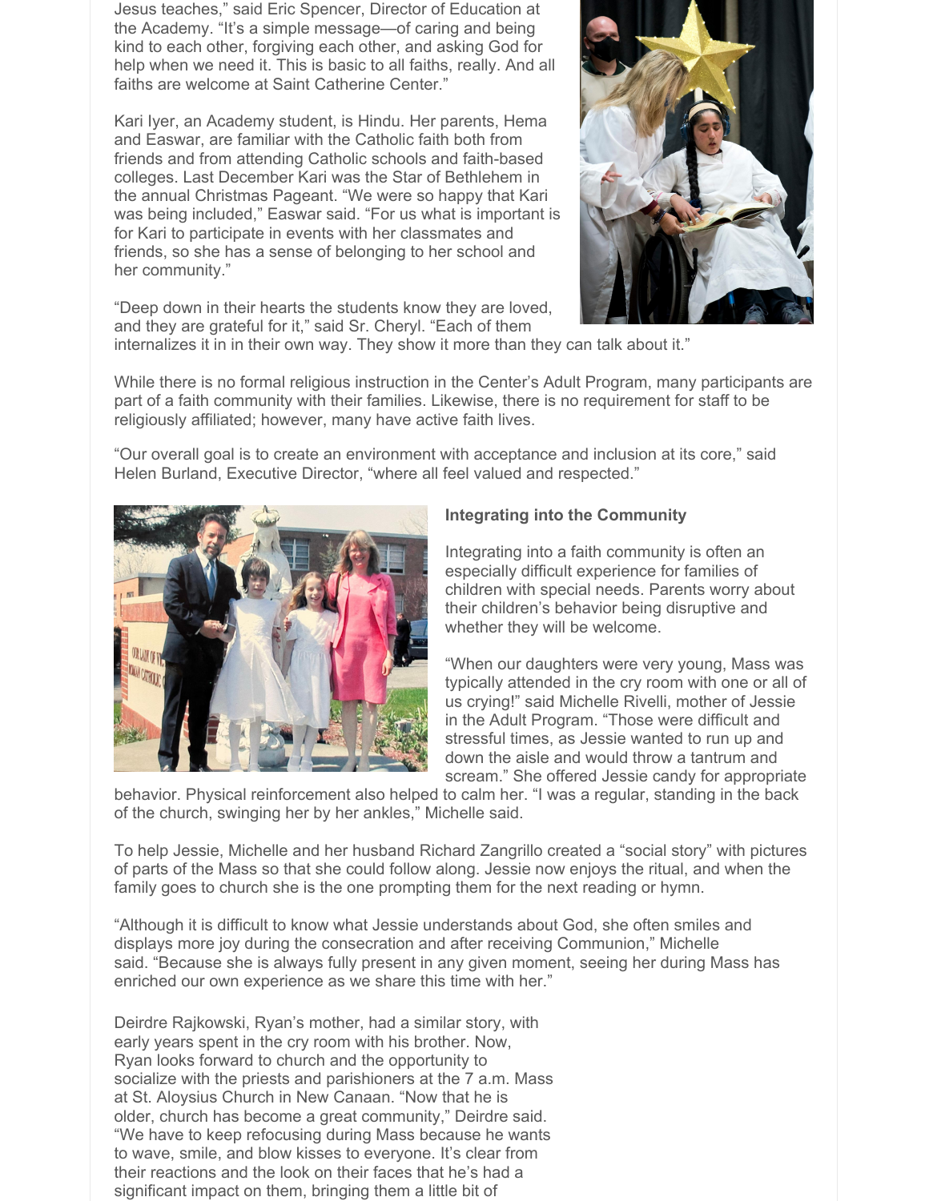Jesus teaches," said Eric Spencer, Director of Education at the Academy. "It's a simple message—of caring and being kind to each other, forgiving each other, and asking God for help when we need it. This is basic to all faiths, really. And all faiths are welcome at Saint Catherine Center."

Kari Iyer, an Academy student, is Hindu. Her parents, Hema and Easwar, are familiar with the Catholic faith both from friends and from attending Catholic schools and faith-based colleges. Last December Kari was the Star of Bethlehem in the annual Christmas Pageant. "We were so happy that Kari was being included," Easwar said. "For us what is important is for Kari to participate in events with her classmates and friends, so she has a sense of belonging to her school and her community."

"Deep down in their hearts the students know they are loved, and they are grateful for it," said Sr. Cheryl. "Each of them internalizes it in in their own way. They show it more than they can talk about it."

While there is no formal religious instruction in the Center's Adult Program, many participants are part of a faith community with their families. Likewise, there is no requirement for staff to be religiously affiliated; however, many have active faith lives.

"Our overall goal is to create an environment with acceptance and inclusion at its core," said Helen Burland, Executive Director, "where all feel valued and respected."

**Integrating into the Community**

Integrating into a faith community is often an especially difficult experience for families of children with special needs. Parents worry about their children's behavior being disruptive and whether they will be welcome.

"When our daughters were very young, Mass was typically attended in the cry room with one or all of us crying!" said Michelle Rivelli, mother of Jessie in the Adult Program. "Those were difficult and stressful times, as Jessie wanted to run up and down the aisle and would throw a tantrum and scream." She offered Jessie candy for appropriate behavior. Physical reinforcement also helped to calm her. "I was a regular, standing in the back of the church, swinging her by her ankles," Michelle said.

To help Jessie, Michelle and her husband Richard Zangrillo created a "social story" with pictures of parts of the Mass so that she could follow along. Jessie now enjoys the ritual, and when the family goes to church she is the one prompting them for the next reading or hymn.

"Although it is difficult to know what Jessie understands about God, she often smiles and displays more joy during the consecration and after receiving Communion," Michelle said. "Because she is always fully present in any given moment, seeing her during Mass has enriched our own experience as we share this time with her."

Deirdre Rajkowski, Ryan's mother, had a similar story, with early years spent in the cry room with his brother. Now, Ryan looks forward to church and the opportunity to socialize with the priests and parishioners at the 7 a.m. Mass at St. Aloysius Church in New Canaan. "Now that he is older, church has become a great community," Deirdre said. "We have to keep refocusing during Mass because he wants to wave, smile, and blow kisses to everyone. It's clear from their reactions and the look on their faces that he's had a significant impact on them, bringing them a little bit of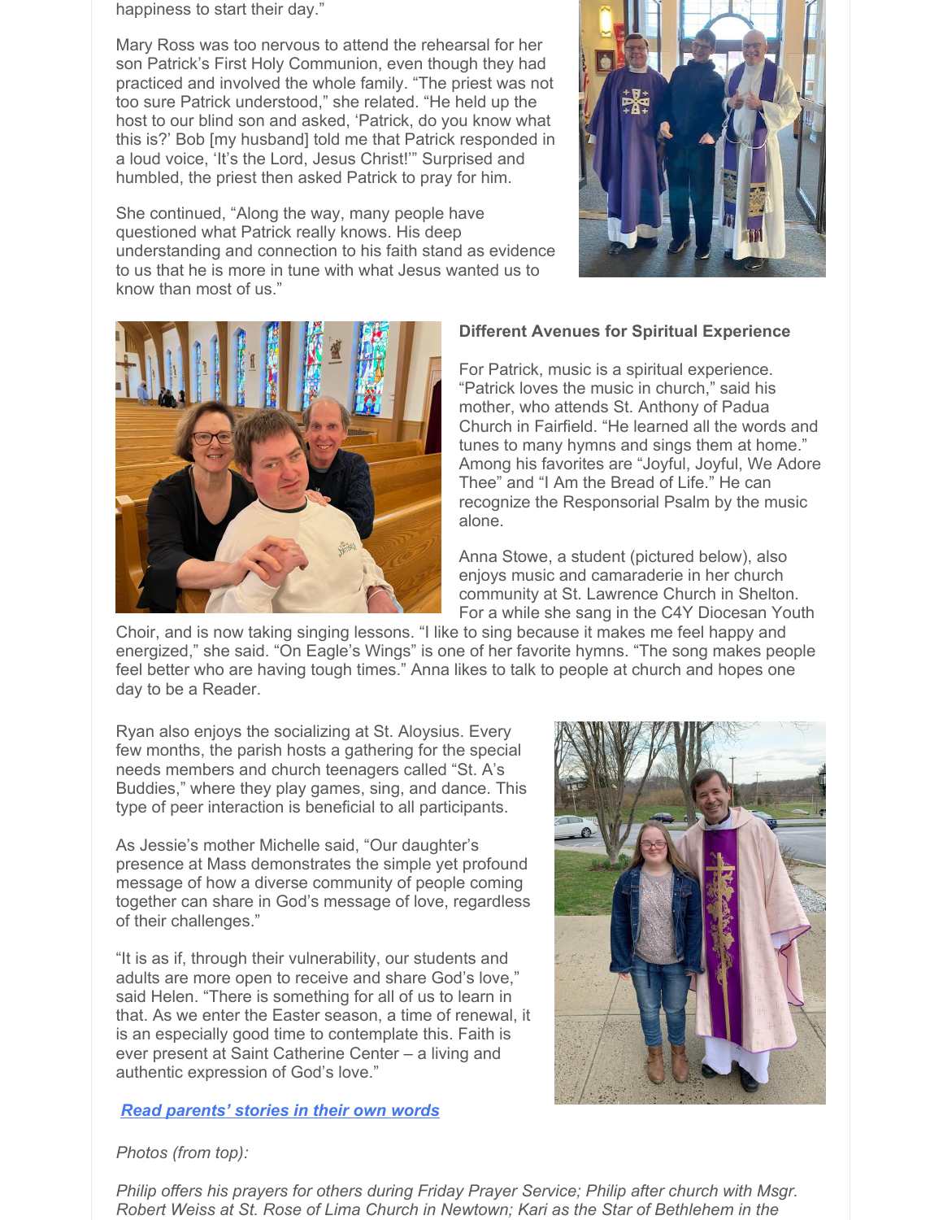happiness to start their day."

Mary Ross was too nervous to attend the rehearsal for her son Patrick's First Holy Communion, even though they had practiced and involved the whole family. "The priest was not too sure Patrick understood," she related. "He held up the host to our blind son and asked, 'Patrick, do you know what this is?' Bob [my husband] told me that Patrick responded in a loud voice, 'It's the Lord, Jesus Christ!'" Surprised and humbled, the priest then asked Patrick to pray for him.

She continued, "Along the way, many people have questioned what Patrick really knows. His deep understanding and connection to his faith stand as evidence to us that he is more in tune with what Jesus wanted us to know than most of us."

**Different Avenues for Spiritual Experience**

For Patrick, music is a spiritual experience. "Patrick loves the music in church," said his mother, who attends St. Anthony of Padua Church in Fairfield. "He learned all the words and tunes to many hymns and sings them at home." Among his favorites are "Joyful, Joyful, We Adore Thee" and "I Am the Bread of Life." He can recognize the Responsorial Psalm by the music alone.

Anna Stowe, a student (pictured below), also enjoys music and camaraderie in her church community at St. Lawrence Church in Shelton. For a while she sang in the C4Y Diocesan Youth Choir, and is now taking singing lessons. "I like to sing because it makes me feel happy and energized," she said. "On Eagle's Wings" is one of her favorite hymns. "The song makes people feel better who are having tough times." Anna likes to talk to people at church and hopes one day to be a Reader.

Ryan also enjoys the socializing at St. Aloysius. Every few months, the parish hosts a gathering for the special needs members and church teenagers called "St. A's Buddies," where they play games, sing, and dance. This type of peer interaction is beneficial to all participants.

As Jessie's mother Michelle said, "Our daughter's presence at Mass demonstrates the simple yet profound message of how a diverse community of people coming together can share in God's message of love, regardless of their challenges."

"It is as if, through their vulnerability, our students and adults are more open to receive and share God's love," said Helen. "There is something for all of us to learn in that. As we enter the Easter season, a time of renewal, it is an especially good time to contemplate this. Faith is ever present at Saint Catherine Center – a living and authentic expression of God's love."

***Read parents' stories in their own words***

*Photos (from top):*

*Philip offers his prayers for others during Friday Prayer Service; Philip after church with Msgr. Robert Weiss at St. Rose of Lima Church in Newtown; Kari as the Star of Bethlehem in the*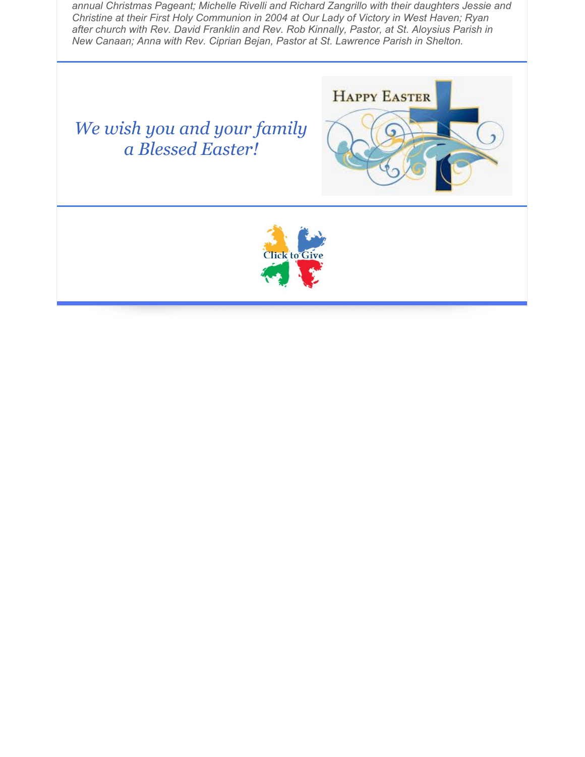*annual Christmas Pageant; Michelle Rivelli and Richard Zangrillo with their daughters Jessie and Christine at their First Holy Communion in 2004 at Our Lady of Victory in West Haven; Ryan after church with Rev. David Franklin and Rev. Rob Kinnally, Pastor, at St. Aloysius Parish in New Canaan; Anna with Rev. Ciprian Bejan, Pastor at St. Lawrence Parish in Shelton.*

*We wish you and your family a Blessed Easter!*

HAPPY EASTER

Click to Give